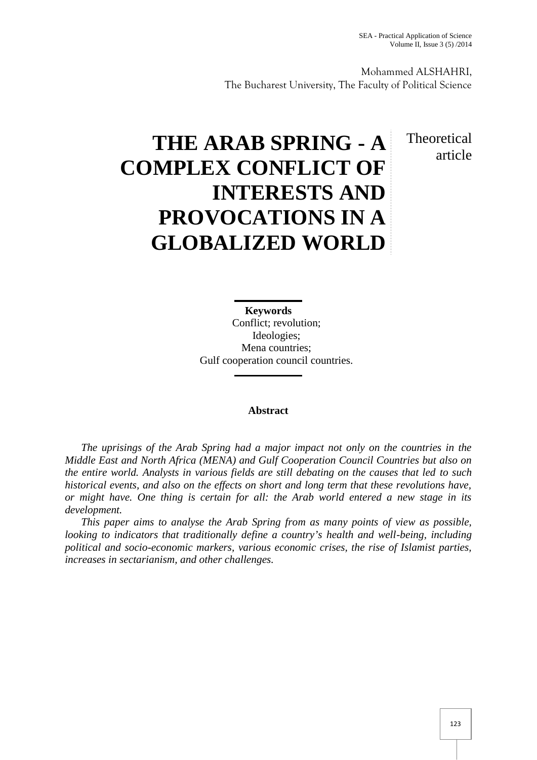Mohammed ALSHAHRI,
The Bucharest University, The Faculty of Political Science

# THE ARAB SPRING - A COMPLEX CONFLICT OF INTERESTS AND PROVOCATIONS IN A GLOBALIZED WORLD

Theoretical article

**Keywords**
Conflict; revolution;
Ideologies;
Mena countries;
Gulf cooperation council countries.

**Abstract**

*The uprisings of the Arab Spring had a major impact not only on the countries in the Middle East and North Africa (MENA) and Gulf Cooperation Council Countries but also on the entire world. Analysts in various fields are still debating on the causes that led to such historical events, and also on the effects on short and long term that these revolutions have, or might have. One thing is certain for all: the Arab world entered a new stage in its development.*

*This paper aims to analyse the Arab Spring from as many points of view as possible, looking to indicators that traditionally define a country's health and well-being, including political and socio-economic markers, various economic crises, the rise of Islamist parties, increases in sectarianism, and other challenges.*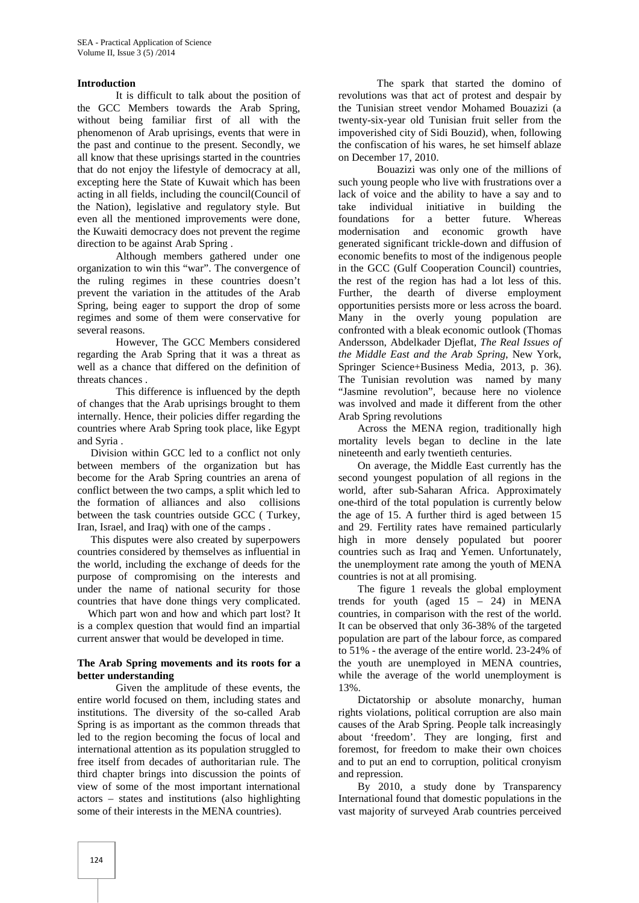## Introduction

It is difficult to talk about the position of the GCC Members towards the Arab Spring, without being familiar first of all with the phenomenon of Arab uprisings, events that were in the past and continue to the present. Secondly, we all know that these uprisings started in the countries that do not enjoy the lifestyle of democracy at all, excepting here the State of Kuwait which has been acting in all fields, including the council(Council of the Nation), legislative and regulatory style. But even all the mentioned improvements were done, the Kuwaiti democracy does not prevent the regime direction to be against Arab Spring .

Although members gathered under one organization to win this "war". The convergence of the ruling regimes in these countries doesn't prevent the variation in the attitudes of the Arab Spring, being eager to support the drop of some regimes and some of them were conservative for several reasons.

However, The GCC Members considered regarding the Arab Spring that it was a threat as well as a chance that differed on the definition of threats chances .

This difference is influenced by the depth of changes that the Arab uprisings brought to them internally. Hence, their policies differ regarding the countries where Arab Spring took place, like Egypt and Syria .

Division within GCC led to a conflict not only between members of the organization but has become for the Arab Spring countries an arena of conflict between the two camps, a split which led to the formation of alliances and also collisions between the task countries outside GCC ( Turkey, Iran, Israel, and Iraq) with one of the camps .

This disputes were also created by superpowers countries considered by themselves as influential in the world, including the exchange of deeds for the purpose of compromising on the interests and under the name of national security for those countries that have done things very complicated.

Which part won and how and which part lost? It is a complex question that would find an impartial current answer that would be developed in time.

## The Arab Spring movements and its roots for a better understanding

Given the amplitude of these events, the entire world focused on them, including states and institutions. The diversity of the so-called Arab Spring is as important as the common threads that led to the region becoming the focus of local and international attention as its population struggled to free itself from decades of authoritarian rule. The third chapter brings into discussion the points of view of some of the most important international actors – states and institutions (also highlighting some of their interests in the MENA countries).

The spark that started the domino of revolutions was that act of protest and despair by the Tunisian street vendor Mohamed Bouazizi (a twenty-six-year old Tunisian fruit seller from the impoverished city of Sidi Bouzid), when, following the confiscation of his wares, he set himself ablaze on December 17, 2010.

Bouazizi was only one of the millions of such young people who live with frustrations over a lack of voice and the ability to have a say and to take individual initiative in building the foundations for a better future. Whereas modernisation and economic growth have generated significant trickle-down and diffusion of economic benefits to most of the indigenous people in the GCC (Gulf Cooperation Council) countries, the rest of the region has had a lot less of this. Further, the dearth of diverse employment opportunities persists more or less across the board. Many in the overly young population are confronted with a bleak economic outlook (Thomas Andersson, Abdelkader Djeflat, *The Real Issues of the Middle East and the Arab Spring*, New York, Springer Science+Business Media, 2013, p. 36). The Tunisian revolution was named by many "Jasmine revolution", because here no violence was involved and made it different from the other Arab Spring revolutions

Across the MENA region, traditionally high mortality levels began to decline in the late nineteenth and early twentieth centuries.

On average, the Middle East currently has the second youngest population of all regions in the world, after sub-Saharan Africa. Approximately one-third of the total population is currently below the age of 15. A further third is aged between 15 and 29. Fertility rates have remained particularly high in more densely populated but poorer countries such as Iraq and Yemen. Unfortunately, the unemployment rate among the youth of MENA countries is not at all promising.

The figure 1 reveals the global employment trends for youth (aged 15 – 24) in MENA countries, in comparison with the rest of the world. It can be observed that only 36-38% of the targeted population are part of the labour force, as compared to 51% - the average of the entire world. 23-24% of the youth are unemployed in MENA countries, while the average of the world unemployment is 13%.

Dictatorship or absolute monarchy, human rights violations, political corruption are also main causes of the Arab Spring. People talk increasingly about 'freedom'. They are longing, first and foremost, for freedom to make their own choices and to put an end to corruption, political cronyism and repression.

By 2010, a study done by Transparency International found that domestic populations in the vast majority of surveyed Arab countries perceived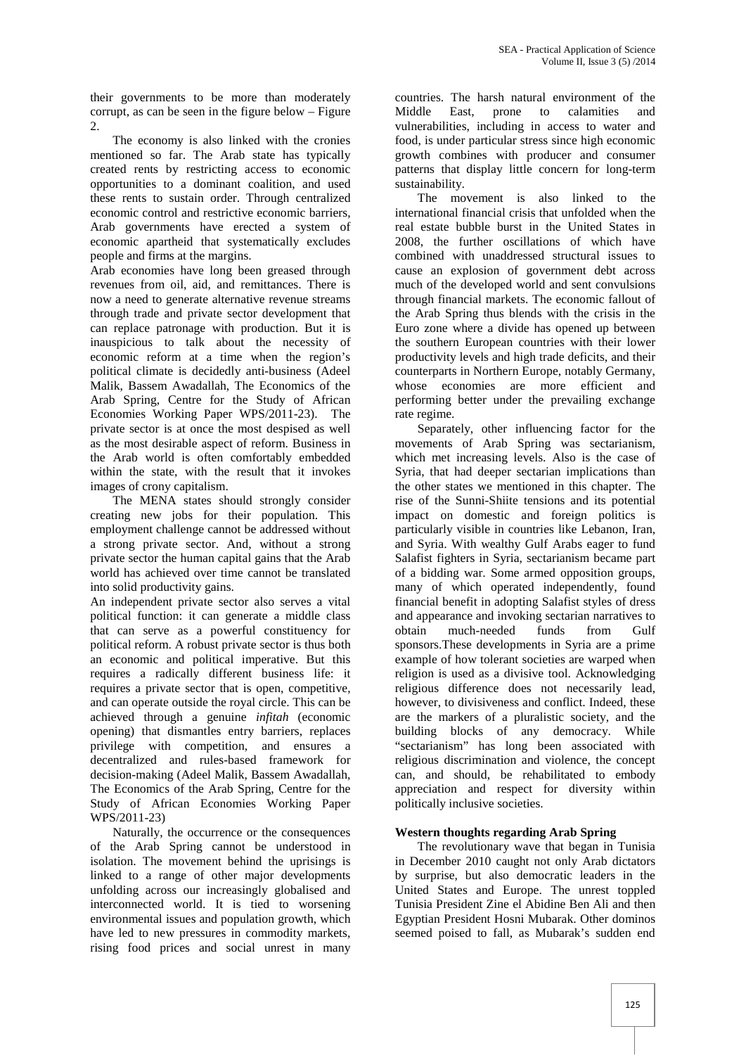their governments to be more than moderately corrupt, as can be seen in the figure below – Figure 2.

The economy is also linked with the cronies mentioned so far. The Arab state has typically created rents by restricting access to economic opportunities to a dominant coalition, and used these rents to sustain order. Through centralized economic control and restrictive economic barriers, Arab governments have erected a system of economic apartheid that systematically excludes people and firms at the margins.

Arab economies have long been greased through revenues from oil, aid, and remittances. There is now a need to generate alternative revenue streams through trade and private sector development that can replace patronage with production. But it is inauspicious to talk about the necessity of economic reform at a time when the region's political climate is decidedly anti-business (Adeel Malik, Bassem Awadallah, The Economics of the Arab Spring, Centre for the Study of African Economies Working Paper WPS/2011-23). The private sector is at once the most despised as well as the most desirable aspect of reform. Business in the Arab world is often comfortably embedded within the state, with the result that it invokes images of crony capitalism.

The MENA states should strongly consider creating new jobs for their population. This employment challenge cannot be addressed without a strong private sector. And, without a strong private sector the human capital gains that the Arab world has achieved over time cannot be translated into solid productivity gains.

An independent private sector also serves a vital political function: it can generate a middle class that can serve as a powerful constituency for political reform. A robust private sector is thus both an economic and political imperative. But this requires a radically different business life: it requires a private sector that is open, competitive, and can operate outside the royal circle. This can be achieved through a genuine *infitah* (economic opening) that dismantles entry barriers, replaces privilege with competition, and ensures a decentralized and rules-based framework for decision-making (Adeel Malik, Bassem Awadallah, The Economics of the Arab Spring, Centre for the Study of African Economies Working Paper WPS/2011-23)

Naturally, the occurrence or the consequences of the Arab Spring cannot be understood in isolation. The movement behind the uprisings is linked to a range of other major developments unfolding across our increasingly globalised and interconnected world. It is tied to worsening environmental issues and population growth, which have led to new pressures in commodity markets, rising food prices and social unrest in many countries. The harsh natural environment of the Middle East, prone to calamities and vulnerabilities, including in access to water and food, is under particular stress since high economic growth combines with producer and consumer patterns that display little concern for long-term sustainability.

The movement is also linked to the international financial crisis that unfolded when the real estate bubble burst in the United States in 2008, the further oscillations of which have combined with unaddressed structural issues to cause an explosion of government debt across much of the developed world and sent convulsions through financial markets. The economic fallout of the Arab Spring thus blends with the crisis in the Euro zone where a divide has opened up between the southern European countries with their lower productivity levels and high trade deficits, and their counterparts in Northern Europe, notably Germany, whose economies are more efficient and performing better under the prevailing exchange rate regime.

Separately, other influencing factor for the movements of Arab Spring was sectarianism, which met increasing levels. Also is the case of Syria, that had deeper sectarian implications than the other states we mentioned in this chapter. The rise of the Sunni-Shiite tensions and its potential impact on domestic and foreign politics is particularly visible in countries like Lebanon, Iran, and Syria. With wealthy Gulf Arabs eager to fund Salafist fighters in Syria, sectarianism became part of a bidding war. Some armed opposition groups, many of which operated independently, found financial benefit in adopting Salafist styles of dress and appearance and invoking sectarian narratives to obtain much-needed funds from Gulf sponsors.These developments in Syria are a prime example of how tolerant societies are warped when religion is used as a divisive tool. Acknowledging religious difference does not necessarily lead, however, to divisiveness and conflict. Indeed, these are the markers of a pluralistic society, and the building blocks of any democracy. While "sectarianism" has long been associated with religious discrimination and violence, the concept can, and should, be rehabilitated to embody appreciation and respect for diversity within politically inclusive societies.

### Western thoughts regarding Arab Spring

The revolutionary wave that began in Tunisia in December 2010 caught not only Arab dictators by surprise, but also democratic leaders in the United States and Europe. The unrest toppled Tunisia President Zine el Abidine Ben Ali and then Egyptian President Hosni Mubarak. Other dominos seemed poised to fall, as Mubarak's sudden end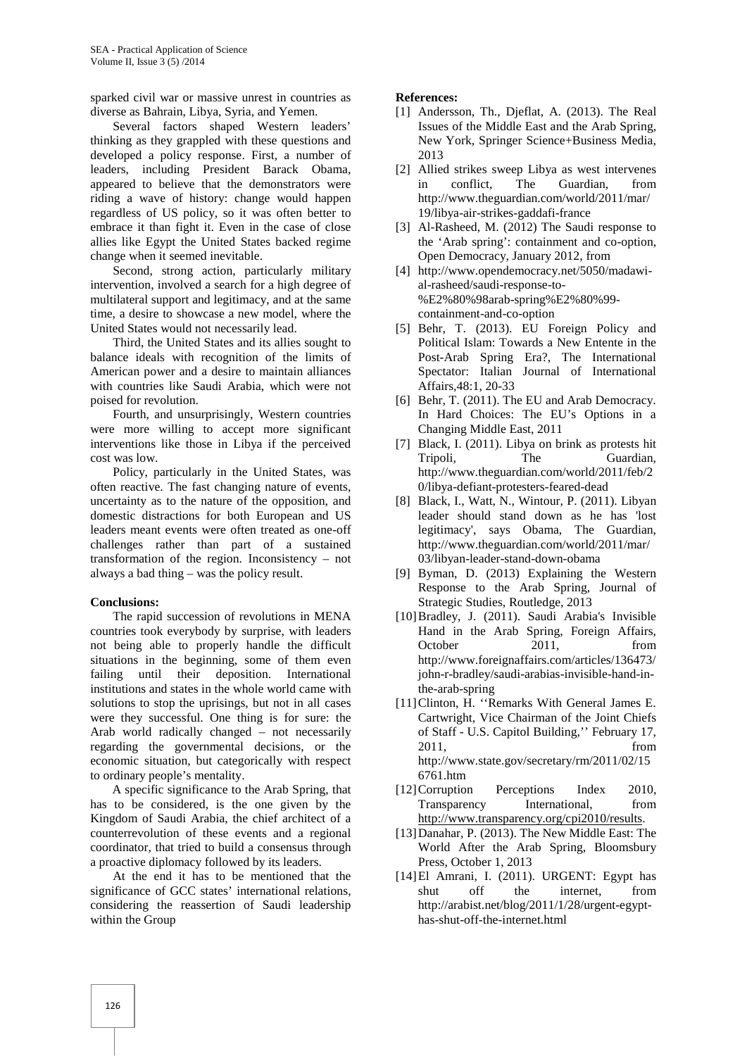sparked civil war or massive unrest in countries as diverse as Bahrain, Libya, Syria, and Yemen.

Several factors shaped Western leaders' thinking as they grappled with these questions and developed a policy response. First, a number of leaders, including President Barack Obama, appeared to believe that the demonstrators were riding a wave of history: change would happen regardless of US policy, so it was often better to embrace it than fight it. Even in the case of close allies like Egypt the United States backed regime change when it seemed inevitable.

Second, strong action, particularly military intervention, involved a search for a high degree of multilateral support and legitimacy, and at the same time, a desire to showcase a new model, where the United States would not necessarily lead.

Third, the United States and its allies sought to balance ideals with recognition of the limits of American power and a desire to maintain alliances with countries like Saudi Arabia, which were not poised for revolution.

Fourth, and unsurprisingly, Western countries were more willing to accept more significant interventions like those in Libya if the perceived cost was low.

Policy, particularly in the United States, was often reactive. The fast changing nature of events, uncertainty as to the nature of the opposition, and domestic distractions for both European and US leaders meant events were often treated as one-off challenges rather than part of a sustained transformation of the region. Inconsistency – not always a bad thing – was the policy result.

**Conclusions:**

The rapid succession of revolutions in MENA countries took everybody by surprise, with leaders not being able to properly handle the difficult situations in the beginning, some of them even failing until their deposition. International institutions and states in the whole world came with solutions to stop the uprisings, but not in all cases were they successful. One thing is for sure: the Arab world radically changed – not necessarily regarding the governmental decisions, or the economic situation, but categorically with respect to ordinary people's mentality.

A specific significance to the Arab Spring, that has to be considered, is the one given by the Kingdom of Saudi Arabia, the chief architect of a counterrevolution of these events and a regional coordinator, that tried to build a consensus through a proactive diplomacy followed by its leaders.

At the end it has to be mentioned that the significance of GCC states' international relations, considering the reassertion of Saudi leadership within the Group

**References:**

[1] Andersson, Th., Djeflat, A. (2013). The Real Issues of the Middle East and the Arab Spring, New York, Springer Science+Business Media, 2013

[2] Allied strikes sweep Libya as west intervenes in conflict, The Guardian, from http://www.theguardian.com/world/2011/mar/19/libya-air-strikes-gaddafi-france

[3] Al-Rasheed, M. (2012) The Saudi response to the 'Arab spring': containment and co-option, Open Democracy, January 2012, from

[4] http://www.opendemocracy.net/5050/madawi-al-rasheed/saudi-response-to-%E2%80%98arab-spring%E2%80%99-containment-and-co-option

[5] Behr, T. (2013). EU Foreign Policy and Political Islam: Towards a New Entente in the Post-Arab Spring Era?, The International Spectator: Italian Journal of International Affairs,48:1, 20-33

[6] Behr, T. (2011). The EU and Arab Democracy. In Hard Choices: The EU's Options in a Changing Middle East, 2011

[7] Black, I. (2011). Libya on brink as protests hit Tripoli, The Guardian, http://www.theguardian.com/world/2011/feb/20/libya-defiant-protesters-feared-dead

[8] Black, I., Watt, N., Wintour, P. (2011). Libyan leader should stand down as he has 'lost legitimacy', says Obama, The Guardian, http://www.theguardian.com/world/2011/mar/03/libyan-leader-stand-down-obama

[9] Byman, D. (2013) Explaining the Western Response to the Arab Spring, Journal of Strategic Studies, Routledge, 2013

[10] Bradley, J. (2011). Saudi Arabia's Invisible Hand in the Arab Spring, Foreign Affairs, October 2011, from http://www.foreignaffairs.com/articles/136473/john-r-bradley/saudi-arabias-invisible-hand-in-the-arab-spring

[11] Clinton, H. ''Remarks With General James E. Cartwright, Vice Chairman of the Joint Chiefs of Staff - U.S. Capitol Building,'' February 17, 2011, from http://www.state.gov/secretary/rm/2011/02/156761.htm

[12] Corruption Perceptions Index 2010, Transparency International, from http://www.transparency.org/cpi2010/results.

[13] Danahar, P. (2013). The New Middle East: The World After the Arab Spring, Bloomsbury Press, October 1, 2013

[14] El Amrani, I. (2011). URGENT: Egypt has shut off the internet, from http://arabist.net/blog/2011/1/28/urgent-egypt-has-shut-off-the-internet.html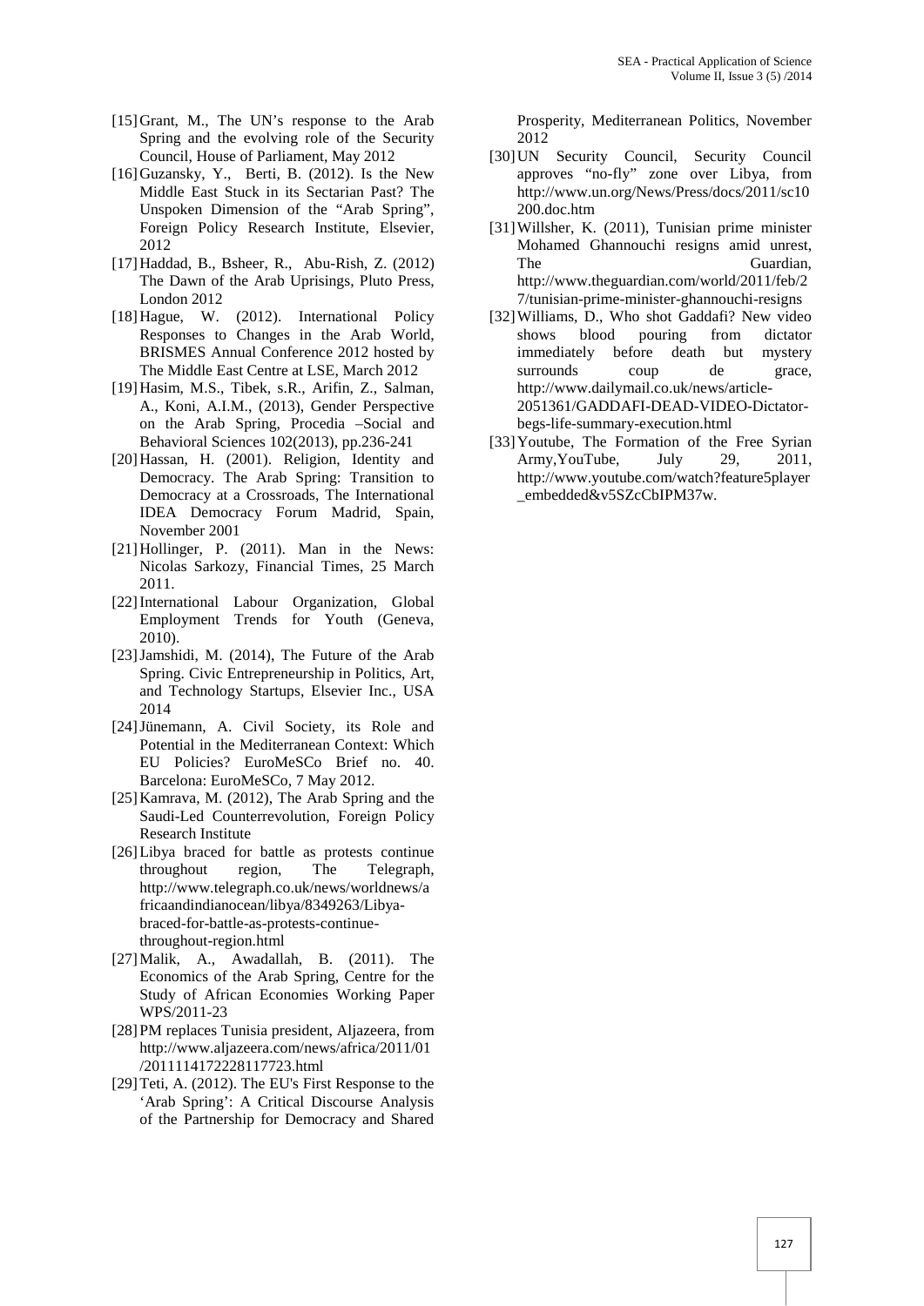[15] Grant, M., The UN's response to the Arab Spring and the evolving role of the Security Council, House of Parliament, May 2012

[16] Guzansky, Y., Berti, B. (2012). Is the New Middle East Stuck in its Sectarian Past? The Unspoken Dimension of the "Arab Spring", Foreign Policy Research Institute, Elsevier, 2012

[17] Haddad, B., Bsheer, R., Abu-Rish, Z. (2012) The Dawn of the Arab Uprisings, Pluto Press, London 2012

[18] Hague, W. (2012). International Policy Responses to Changes in the Arab World, BRISMES Annual Conference 2012 hosted by The Middle East Centre at LSE, March 2012

[19] Hasim, M.S., Tibek, s.R., Arifin, Z., Salman, A., Koni, A.I.M., (2013), Gender Perspective on the Arab Spring, Procedia –Social and Behavioral Sciences 102(2013), pp.236-241

[20] Hassan, H. (2001). Religion, Identity and Democracy. The Arab Spring: Transition to Democracy at a Crossroads, The International IDEA Democracy Forum Madrid, Spain, November 2001

[21] Hollinger, P. (2011). Man in the News: Nicolas Sarkozy, Financial Times, 25 March 2011.

[22] International Labour Organization, Global Employment Trends for Youth (Geneva, 2010).

[23] Jamshidi, M. (2014), The Future of the Arab Spring. Civic Entrepreneurship in Politics, Art, and Technology Startups, Elsevier Inc., USA 2014

[24] Jünemann, A. Civil Society, its Role and Potential in the Mediterranean Context: Which EU Policies? EuroMeSCo Brief no. 40. Barcelona: EuroMeSCo, 7 May 2012.

[25] Kamrava, M. (2012), The Arab Spring and the Saudi-Led Counterrevolution, Foreign Policy Research Institute

[26] Libya braced for battle as protests continue throughout region, The Telegraph, http://www.telegraph.co.uk/news/worldnews/africaandindianocean/libya/8349263/Libya-braced-for-battle-as-protests-continue-throughout-region.html

[27] Malik, A., Awadallah, B. (2011). The Economics of the Arab Spring, Centre for the Study of African Economies Working Paper WPS/2011-23

[28] PM replaces Tunisia president, Aljazeera, from http://www.aljazeera.com/news/africa/2011/01/2011114172228117723.html

[29] Teti, A. (2012). The EU's First Response to the 'Arab Spring': A Critical Discourse Analysis of the Partnership for Democracy and Shared Prosperity, Mediterranean Politics, November 2012

[30] UN Security Council, Security Council approves "no-fly" zone over Libya, from http://www.un.org/News/Press/docs/2011/sc10200.doc.htm

[31] Willsher, K. (2011), Tunisian prime minister Mohamed Ghannouchi resigns amid unrest, The Guardian, http://www.theguardian.com/world/2011/feb/27/tunisian-prime-minister-ghannouchi-resigns

[32] Williams, D., Who shot Gaddafi? New video shows blood pouring from dictator immediately before death but mystery surrounds coup de grace, http://www.dailymail.co.uk/news/article-2051361/GADDAFI-DEAD-VIDEO-Dictator-begs-life-summary-execution.html

[33] Youtube, The Formation of the Free Syrian Army,YouTube, July 29, 2011, http://www.youtube.com/watch?feature5player_embedded&v5SZcCbIPM37w.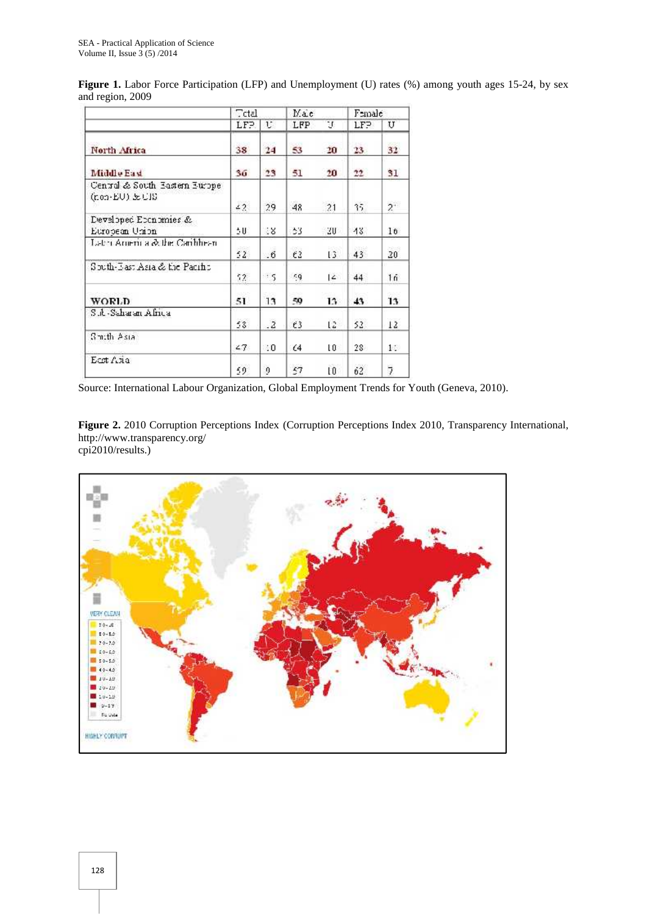**Figure 1.** Labor Force Participation (LFP) and Unemployment (U) rates (%) among youth ages 15-24, by sex and region, 2009

| | Total | | Male | | Female | |
|---|---|---|---|---|---|---|
| | LFP | U | LFP | U | LFP | U |
| **North Africa** | 38 | 24 | 53 | 20 | 23 | 32 |
| **Middle East** | 36 | 23 | 51 | 20 | 22 | 31 |
| Central & South Eastern Europe (non-EU) & CIS | 42 | 29 | 48 | 21 | 35 | 2? |
| Developed Economies & European Union | 50 | 18 | 53 | 20 | 48 | 16 |
| Latin America & the Caribbean | 52 | 16 | 63 | 13 | 43 | 20 |
| South-East Asia & the Pacific | 52 | 15 | 59 | 14 | 44 | 16 |
| **WORLD** | 51 | 13 | 59 | 13 | 43 | 13 |
| Sub-Saharan Africa | 58 | 12 | 63 | 12 | 52 | 12 |
| South Asia | 47 | 10 | 64 | 10 | 28 | 11 |
| East Asia | 59 | 9 | 57 | 10 | 62 | 7 |

Source: International Labour Organization, Global Employment Trends for Youth (Geneva, 2010).

**Figure 2.** 2010 Corruption Perceptions Index (Corruption Perceptions Index 2010, Transparency International, http://www.transparency.org/cpi2010/results.)

VERY CLEAN

9.0 - 10
8.0 - 8.9
7.0 - 7.9
6.0 - 6.9
5.0 - 5.9
4.0 - 4.9
3.0 - 3.9
2.0 - 2.9
1.0 - 1.9
0 - 0.9
No data

HIGHLY CORRUPT